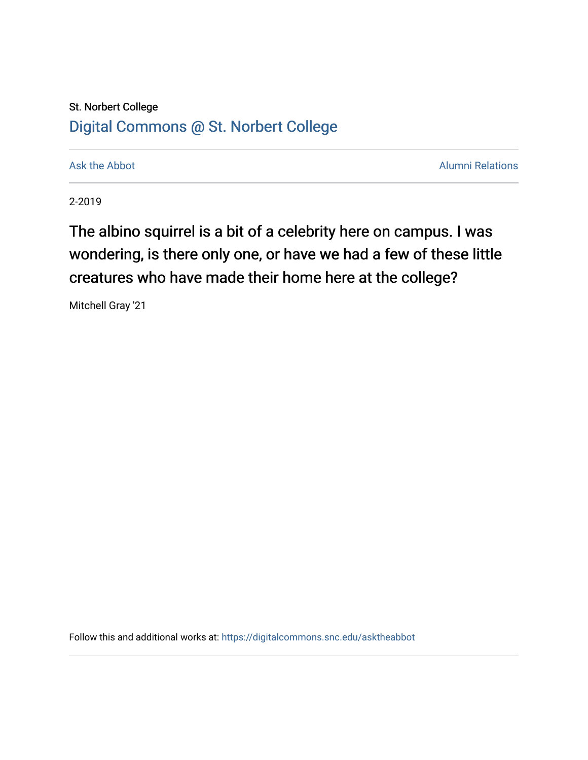St. Norbert College

Digital Commons @ St. Norbert College

Ask the Abbot

Alumni Relations

2-2019

# The albino squirrel is a bit of a celebrity here on campus. I was wondering, is there only one, or have we had a few of these little creatures who have made their home here at the college?

Mitchell Gray '21

Follow this and additional works at: https://digitalcommons.snc.edu/asktheabbot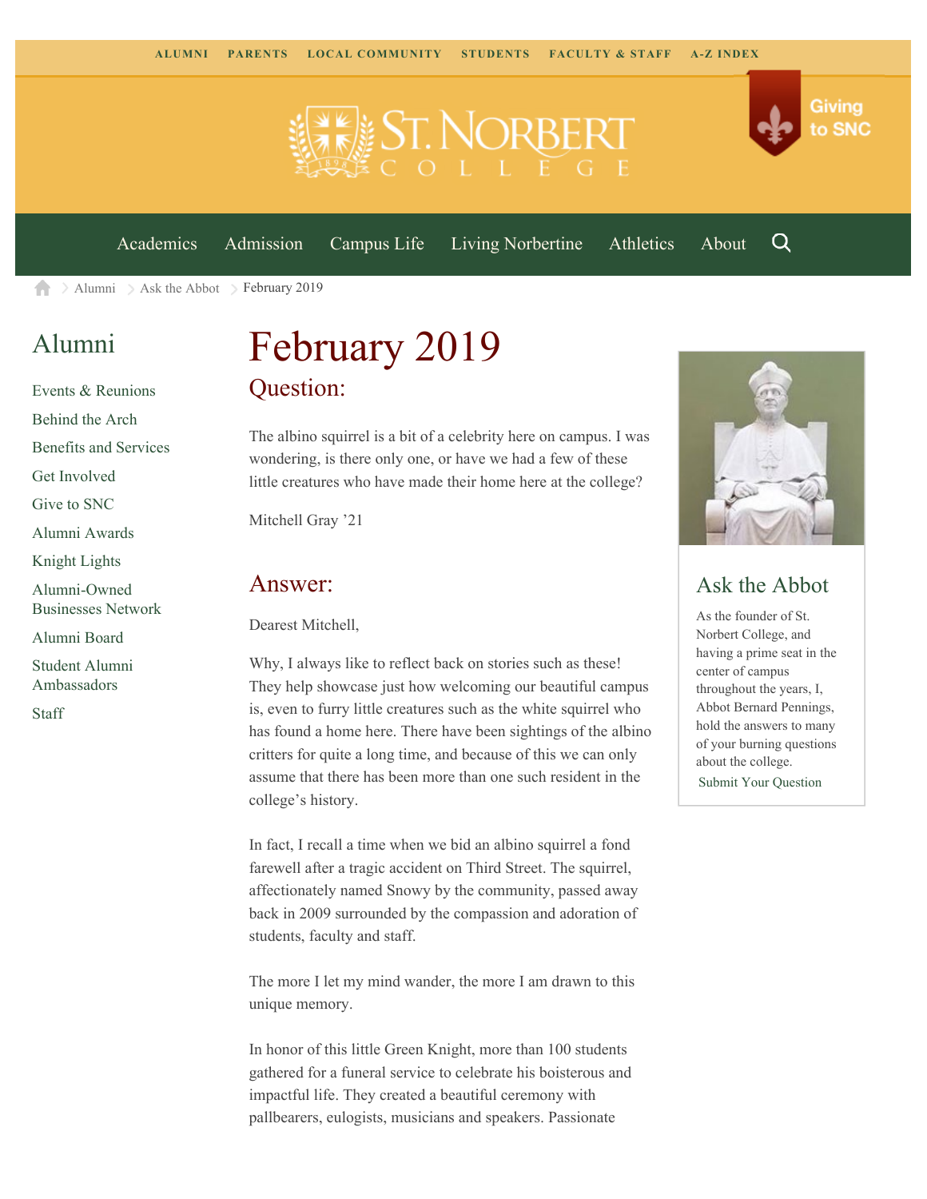ALUMNI PARENTS LOCAL COMMUNITY STUDENTS FACULTY & STAFF A-Z INDEX

Giving to SNC

Academics Admission Campus Life Living Norbertine Athletics About

Alumni > Ask the Abbot > February 2019

## Alumni

- Events & Reunions
- Behind the Arch
- Benefits and Services
- Get Involved
- Give to SNC
- Alumni Awards
- Knight Lights
- Alumni-Owned Businesses Network
- Alumni Board
- Student Alumni Ambassadors
- Staff

# February 2019

## Question:

The albino squirrel is a bit of a celebrity here on campus. I was wondering, is there only one, or have we had a few of these little creatures who have made their home here at the college?

Mitchell Gray '21

## Answer:

Dearest Mitchell,

Why, I always like to reflect back on stories such as these! They help showcase just how welcoming our beautiful campus is, even to furry little creatures such as the white squirrel who has found a home here. There have been sightings of the albino critters for quite a long time, and because of this we can only assume that there has been more than one such resident in the college's history.

In fact, I recall a time when we bid an albino squirrel a fond farewell after a tragic accident on Third Street. The squirrel, affectionately named Snowy by the community, passed away back in 2009 surrounded by the compassion and adoration of students, faculty and staff.

The more I let my mind wander, the more I am drawn to this unique memory.

In honor of this little Green Knight, more than 100 students gathered for a funeral service to celebrate his boisterous and impactful life. They created a beautiful ceremony with pallbearers, eulogists, musicians and speakers. Passionate

## Ask the Abbot

As the founder of St. Norbert College, and having a prime seat in the center of campus throughout the years, I, Abbot Bernard Pennings, hold the answers to many of your burning questions about the college.

Submit Your Question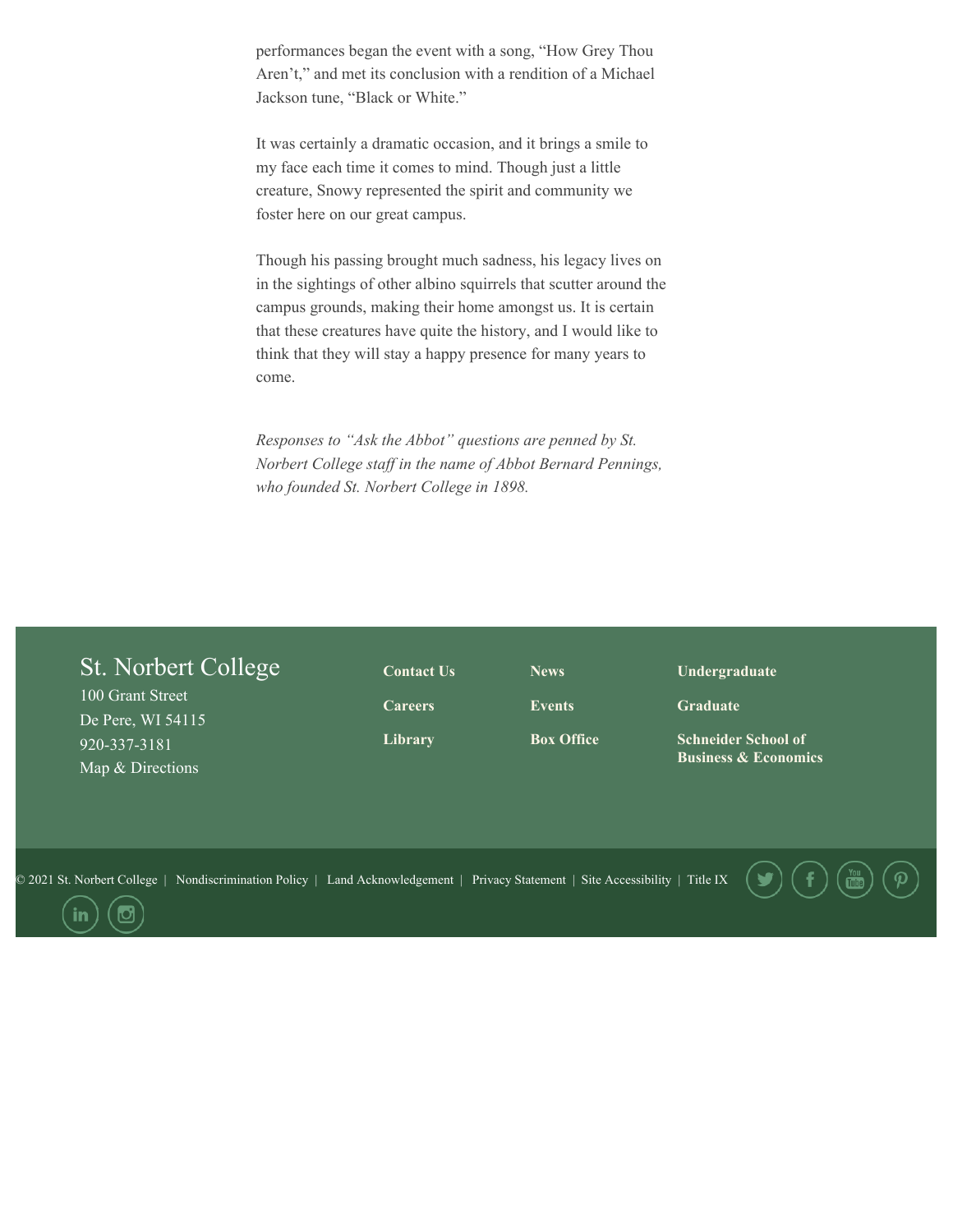performances began the event with a song, "How Grey Thou Aren't," and met its conclusion with a rendition of a Michael Jackson tune, "Black or White."

It was certainly a dramatic occasion, and it brings a smile to my face each time it comes to mind. Though just a little creature, Snowy represented the spirit and community we foster here on our great campus.

Though his passing brought much sadness, his legacy lives on in the sightings of other albino squirrels that scutter around the campus grounds, making their home amongst us. It is certain that these creatures have quite the history, and I would like to think that they will stay a happy presence for many years to come.

*Responses to "Ask the Abbot" questions are penned by St. Norbert College staff in the name of Abbot Bernard Pennings, who founded St. Norbert College in 1898.*

St. Norbert College
100 Grant Street
De Pere, WI 54115
920-337-3181
Map & Directions

**Contact Us**
**Careers**
**Library**
**News**
**Events**
**Box Office**
**Undergraduate**
**Graduate**
**Schneider School of Business & Economics**

© 2021 St. Norbert College | Nondiscrimination Policy | Land Acknowledgement | Privacy Statement | Site Accessibility | Title IX